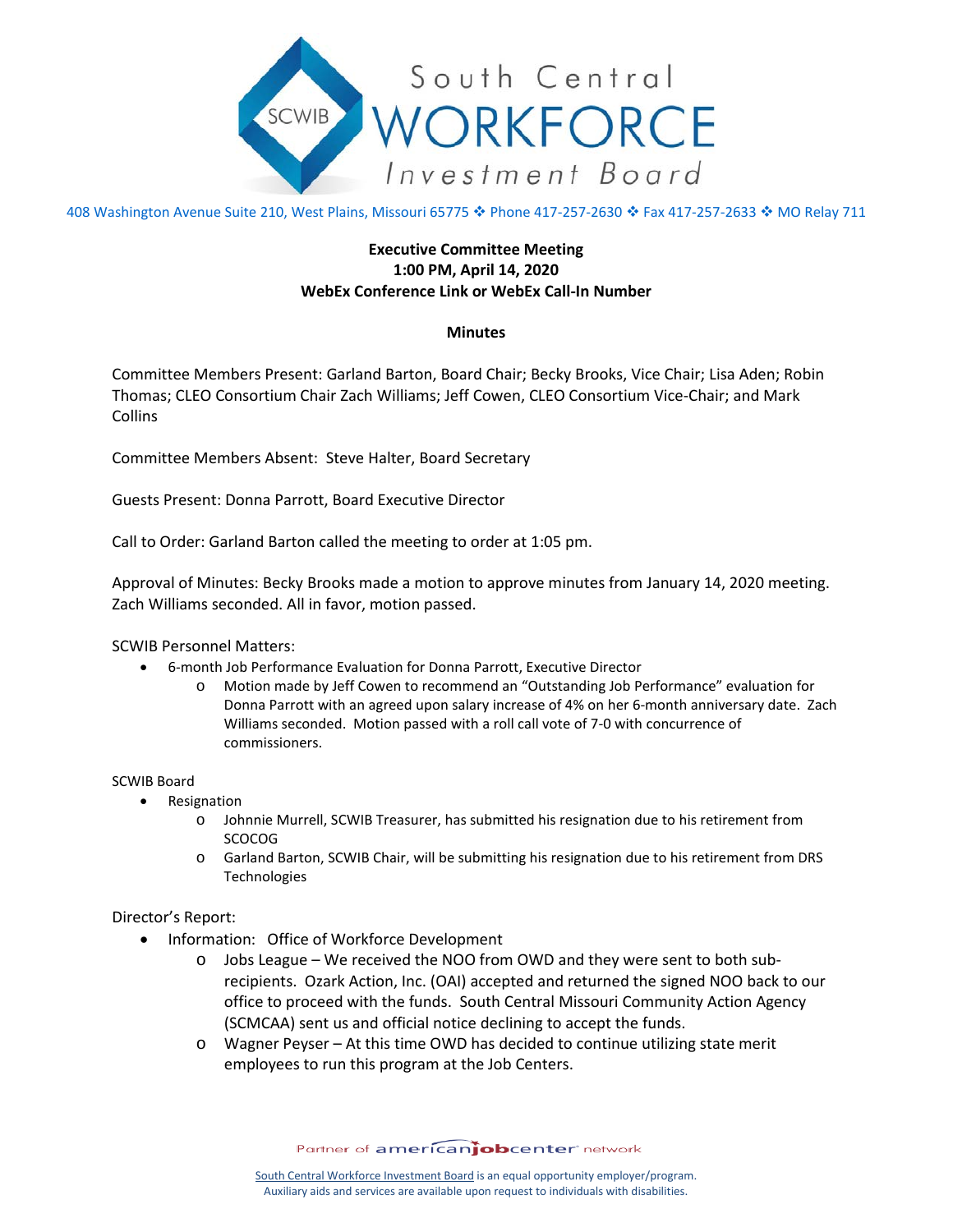# South Central WORKFORCE Investment Board

408 Washington Avenue Suite 210, West Plains, Missouri 65775 ❖ Phone 417-257-2630 ❖ Fax 417-257-2633 ❖ MO Relay 711

**Executive Committee Meeting**
**1:00 PM, April 14, 2020**
**WebEx Conference Link or WebEx Call-In Number**

**Minutes**

Committee Members Present: Garland Barton, Board Chair; Becky Brooks, Vice Chair; Lisa Aden; Robin Thomas; CLEO Consortium Chair Zach Williams; Jeff Cowen, CLEO Consortium Vice-Chair; and Mark Collins

Committee Members Absent: Steve Halter, Board Secretary

Guests Present: Donna Parrott, Board Executive Director

Call to Order: Garland Barton called the meeting to order at 1:05 pm.

Approval of Minutes: Becky Brooks made a motion to approve minutes from January 14, 2020 meeting. Zach Williams seconded. All in favor, motion passed.

SCWIB Personnel Matters:

- 6-month Job Performance Evaluation for Donna Parrott, Executive Director
  - Motion made by Jeff Cowen to recommend an "Outstanding Job Performance" evaluation for Donna Parrott with an agreed upon salary increase of 4% on her 6-month anniversary date. Zach Williams seconded. Motion passed with a roll call vote of 7-0 with concurrence of commissioners.

SCWIB Board

- Resignation
  - Johnnie Murrell, SCWIB Treasurer, has submitted his resignation due to his retirement from SCOCOG
  - Garland Barton, SCWIB Chair, will be submitting his resignation due to his retirement from DRS Technologies

Director's Report:

- Information: Office of Workforce Development
  - Jobs League – We received the NOO from OWD and they were sent to both sub-recipients. Ozark Action, Inc. (OAI) accepted and returned the signed NOO back to our office to proceed with the funds. South Central Missouri Community Action Agency (SCMCAA) sent us and official notice declining to accept the funds.
  - Wagner Peyser – At this time OWD has decided to continue utilizing state merit employees to run this program at the Job Centers.

Partner of americanjobcenter network

South Central Workforce Investment Board is an equal opportunity employer/program.
Auxiliary aids and services are available upon request to individuals with disabilities.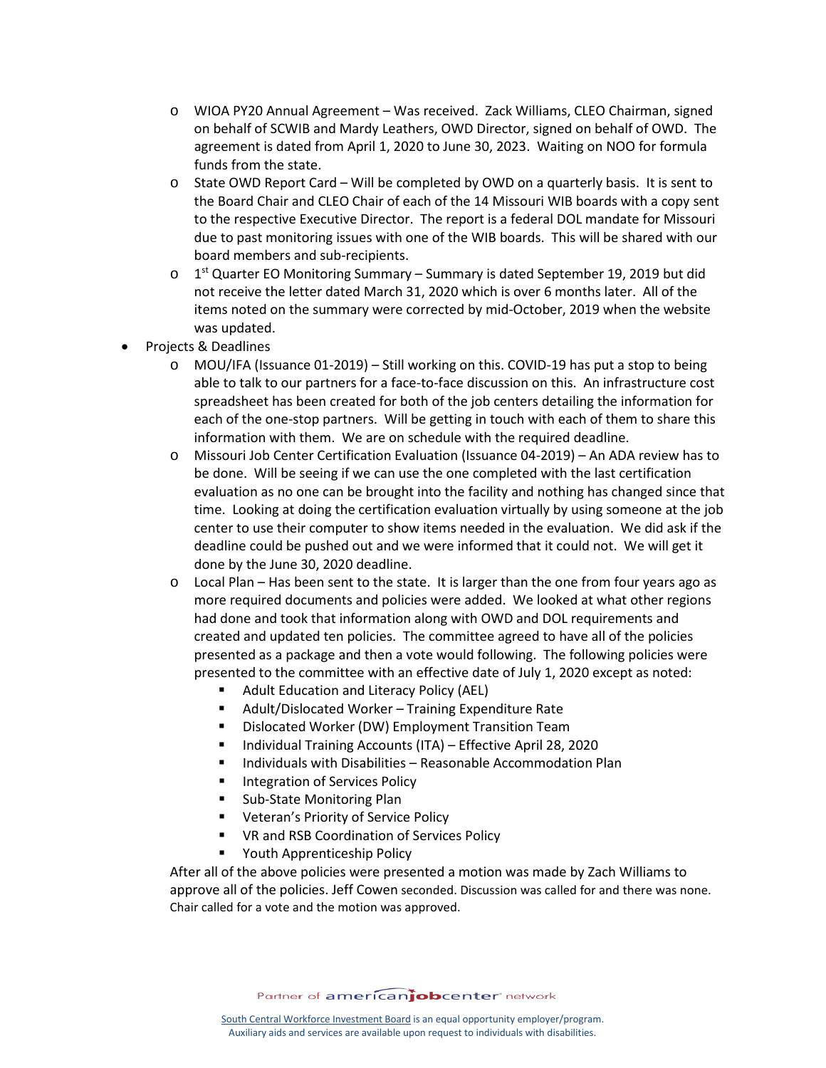- WIOA PY20 Annual Agreement – Was received. Zack Williams, CLEO Chairman, signed on behalf of SCWIB and Mardy Leathers, OWD Director, signed on behalf of OWD. The agreement is dated from April 1, 2020 to June 30, 2023. Waiting on NOO for formula funds from the state.
  - State OWD Report Card – Will be completed by OWD on a quarterly basis. It is sent to the Board Chair and CLEO Chair of each of the 14 Missouri WIB boards with a copy sent to the respective Executive Director. The report is a federal DOL mandate for Missouri due to past monitoring issues with one of the WIB boards. This will be shared with our board members and sub-recipients.
  - 1st Quarter EO Monitoring Summary – Summary is dated September 19, 2019 but did not receive the letter dated March 31, 2020 which is over 6 months later. All of the items noted on the summary were corrected by mid-October, 2019 when the website was updated.
- Projects & Deadlines
  - MOU/IFA (Issuance 01-2019) – Still working on this. COVID-19 has put a stop to being able to talk to our partners for a face-to-face discussion on this. An infrastructure cost spreadsheet has been created for both of the job centers detailing the information for each of the one-stop partners. Will be getting in touch with each of them to share this information with them. We are on schedule with the required deadline.
  - Missouri Job Center Certification Evaluation (Issuance 04-2019) – An ADA review has to be done. Will be seeing if we can use the one completed with the last certification evaluation as no one can be brought into the facility and nothing has changed since that time. Looking at doing the certification evaluation virtually by using someone at the job center to use their computer to show items needed in the evaluation. We did ask if the deadline could be pushed out and we were informed that it could not. We will get it done by the June 30, 2020 deadline.
  - Local Plan – Has been sent to the state. It is larger than the one from four years ago as more required documents and policies were added. We looked at what other regions had done and took that information along with OWD and DOL requirements and created and updated ten policies. The committee agreed to have all of the policies presented as a package and then a vote would following. The following policies were presented to the committee with an effective date of July 1, 2020 except as noted:
    - Adult Education and Literacy Policy (AEL)
    - Adult/Dislocated Worker – Training Expenditure Rate
    - Dislocated Worker (DW) Employment Transition Team
    - Individual Training Accounts (ITA) – Effective April 28, 2020
    - Individuals with Disabilities – Reasonable Accommodation Plan
    - Integration of Services Policy
    - Sub-State Monitoring Plan
    - Veteran's Priority of Service Policy
    - VR and RSB Coordination of Services Policy
    - Youth Apprenticeship Policy

    After all of the above policies were presented a motion was made by Zack Williams to approve all of the policies. Jeff Cowen seconded. Discussion was called for and there was none. Chair called for a vote and the motion was approved.

Partner of americanjobcenter network

South Central Workforce Investment Board is an equal opportunity employer/program.
Auxiliary aids and services are available upon request to individuals with disabilities.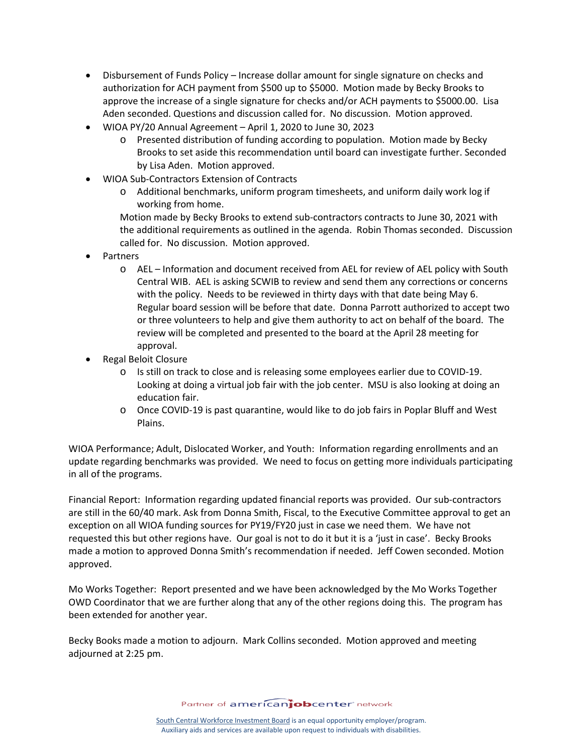- Disbursement of Funds Policy – Increase dollar amount for single signature on checks and authorization for ACH payment from $500 up to $5000. Motion made by Becky Brooks to approve the increase of a single signature for checks and/or ACH payments to $5000.00. Lisa Aden seconded. Questions and discussion called for. No discussion. Motion approved.
- WIOA PY/20 Annual Agreement – April 1, 2020 to June 30, 2023
  - Presented distribution of funding according to population. Motion made by Becky Brooks to set aside this recommendation until board can investigate further. Seconded by Lisa Aden. Motion approved.
- WIOA Sub-Contractors Extension of Contracts
  - Additional benchmarks, uniform program timesheets, and uniform daily work log if working from home.

  Motion made by Becky Brooks to extend sub-contractors contracts to June 30, 2021 with the additional requirements as outlined in the agenda. Robin Thomas seconded. Discussion called for. No discussion. Motion approved.
- Partners
  - AEL – Information and document received from AEL for review of AEL policy with South Central WIB. AEL is asking SCWIB to review and send them any corrections or concerns with the policy. Needs to be reviewed in thirty days with that date being May 6. Regular board session will be before that date. Donna Parrott authorized to accept two or three volunteers to help and give them authority to act on behalf of the board. The review will be completed and presented to the board at the April 28 meeting for approval.
- Regal Beloit Closure
  - Is still on track to close and is releasing some employees earlier due to COVID-19. Looking at doing a virtual job fair with the job center. MSU is also looking at doing an education fair.
  - Once COVID-19 is past quarantine, would like to do job fairs in Poplar Bluff and West Plains.

WIOA Performance; Adult, Dislocated Worker, and Youth: Information regarding enrollments and an update regarding benchmarks was provided. We need to focus on getting more individuals participating in all of the programs.

Financial Report: Information regarding updated financial reports was provided. Our sub-contractors are still in the 60/40 mark. Ask from Donna Smith, Fiscal, to the Executive Committee approval to get an exception on all WIOA funding sources for PY19/FY20 just in case we need them. We have not requested this but other regions have. Our goal is not to do it but it is a 'just in case'. Becky Brooks made a motion to approved Donna Smith's recommendation if needed. Jeff Cowen seconded. Motion approved.

Mo Works Together: Report presented and we have been acknowledged by the Mo Works Together OWD Coordinator that we are further along that any of the other regions doing this. The program has been extended for another year.

Becky Books made a motion to adjourn. Mark Collins seconded. Motion approved and meeting adjourned at 2:25 pm.

Partner of americanjobcenter network

South Central Workforce Investment Board is an equal opportunity employer/program. Auxiliary aids and services are available upon request to individuals with disabilities.